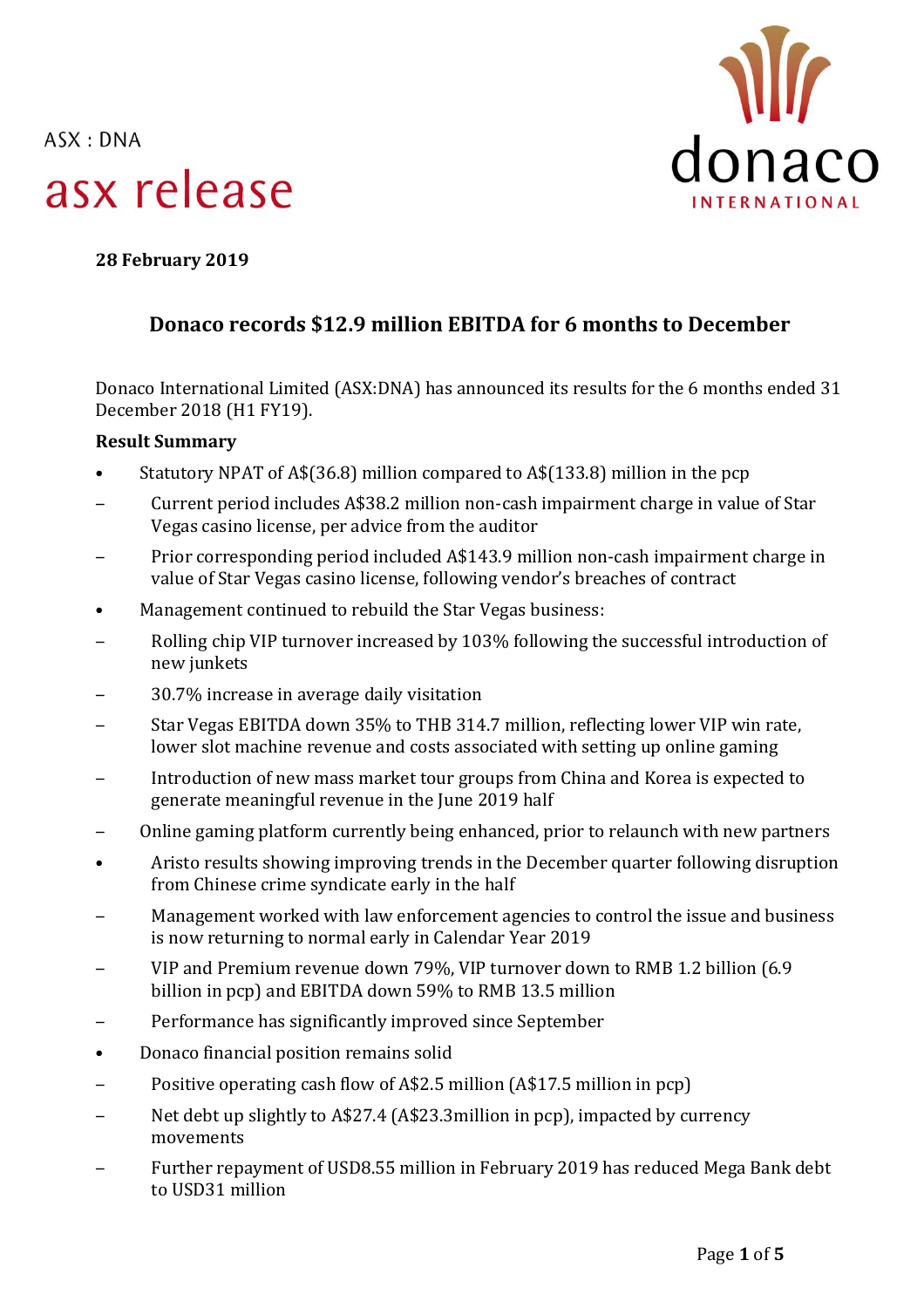ASX : DNA

# asx release

donaco INTERNATIONAL

**28 February 2019**

## Donaco records $12.9 million EBITDA for 6 months to December

Donaco International Limited (ASX:DNA) has announced its results for the 6 months ended 31 December 2018 (H1 FY19).

**Result Summary**

- Statutory NPAT of A$(36.8) million compared to A$(133.8) million in the pcp
  - Current period includes A$38.2 million non-cash impairment charge in value of Star Vegas casino license, per advice from the auditor
  - Prior corresponding period included A$143.9 million non-cash impairment charge in value of Star Vegas casino license, following vendor's breaches of contract
- Management continued to rebuild the Star Vegas business:
  - Rolling chip VIP turnover increased by 103% following the successful introduction of new junkets
  - 30.7% increase in average daily visitation
  - Star Vegas EBITDA down 35% to THB 314.7 million, reflecting lower VIP win rate, lower slot machine revenue and costs associated with setting up online gaming
  - Introduction of new mass market tour groups from China and Korea is expected to generate meaningful revenue in the June 2019 half
  - Online gaming platform currently being enhanced, prior to relaunch with new partners
- Aristo results showing improving trends in the December quarter following disruption from Chinese crime syndicate early in the half
  - Management worked with law enforcement agencies to control the issue and business is now returning to normal early in Calendar Year 2019
  - VIP and Premium revenue down 79%, VIP turnover down to RMB 1.2 billion (6.9 billion in pcp) and EBITDA down 59% to RMB 13.5 million
  - Performance has significantly improved since September
- Donaco financial position remains solid
  - Positive operating cash flow of A$2.5 million (A$17.5 million in pcp)
  - Net debt up slightly to A$27.4 (A$23.3million in pcp), impacted by currency movements
  - Further repayment of USD8.55 million in February 2019 has reduced Mega Bank debt to USD31 million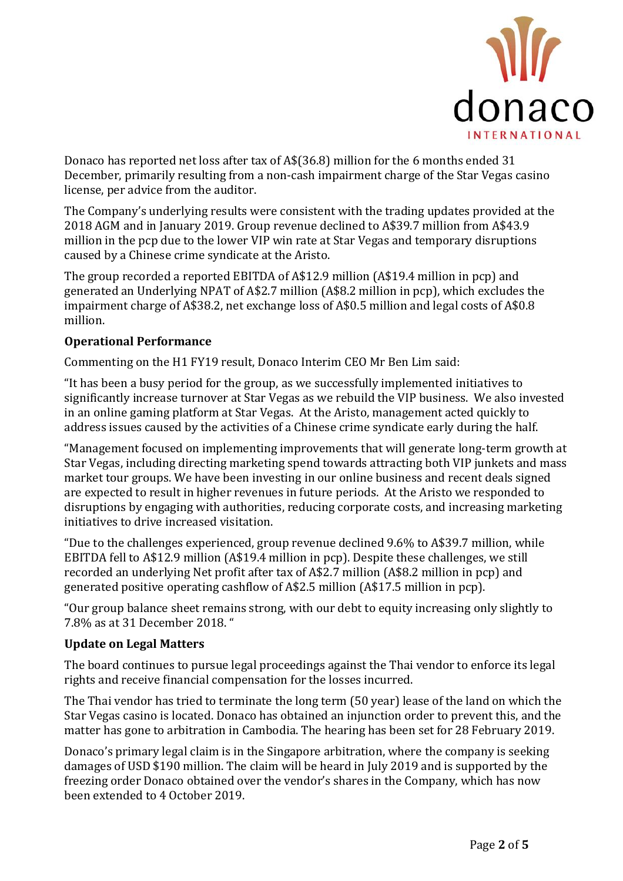Donaco has reported net loss after tax of A$(36.8) million for the 6 months ended 31 December, primarily resulting from a non-cash impairment charge of the Star Vegas casino license, per advice from the auditor.

The Company's underlying results were consistent with the trading updates provided at the 2018 AGM and in January 2019. Group revenue declined to A$39.7 million from A$43.9 million in the pcp due to the lower VIP win rate at Star Vegas and temporary disruptions caused by a Chinese crime syndicate at the Aristo.

The group recorded a reported EBITDA of A$12.9 million (A$19.4 million in pcp) and generated an Underlying NPAT of A$2.7 million (A$8.2 million in pcp), which excludes the impairment charge of A$38.2, net exchange loss of A$0.5 million and legal costs of A$0.8 million.

**Operational Performance**

Commenting on the H1 FY19 result, Donaco Interim CEO Mr Ben Lim said:

"It has been a busy period for the group, as we successfully implemented initiatives to significantly increase turnover at Star Vegas as we rebuild the VIP business. We also invested in an online gaming platform at Star Vegas. At the Aristo, management acted quickly to address issues caused by the activities of a Chinese crime syndicate early during the half.

"Management focused on implementing improvements that will generate long-term growth at Star Vegas, including directing marketing spend towards attracting both VIP junkets and mass market tour groups. We have been investing in our online business and recent deals signed are expected to result in higher revenues in future periods. At the Aristo we responded to disruptions by engaging with authorities, reducing corporate costs, and increasing marketing initiatives to drive increased visitation.

"Due to the challenges experienced, group revenue declined 9.6% to A$39.7 million, while EBITDA fell to A$12.9 million (A$19.4 million in pcp). Despite these challenges, we still recorded an underlying Net profit after tax of A$2.7 million (A$8.2 million in pcp) and generated positive operating cashflow of A$2.5 million (A$17.5 million in pcp).

"Our group balance sheet remains strong, with our debt to equity increasing only slightly to 7.8% as at 31 December 2018. "

**Update on Legal Matters**

The board continues to pursue legal proceedings against the Thai vendor to enforce its legal rights and receive financial compensation for the losses incurred.

The Thai vendor has tried to terminate the long term (50 year) lease of the land on which the Star Vegas casino is located. Donaco has obtained an injunction order to prevent this, and the matter has gone to arbitration in Cambodia. The hearing has been set for 28 February 2019.

Donaco's primary legal claim is in the Singapore arbitration, where the company is seeking damages of USD $190 million. The claim will be heard in July 2019 and is supported by the freezing order Donaco obtained over the vendor's shares in the Company, which has now been extended to 4 October 2019.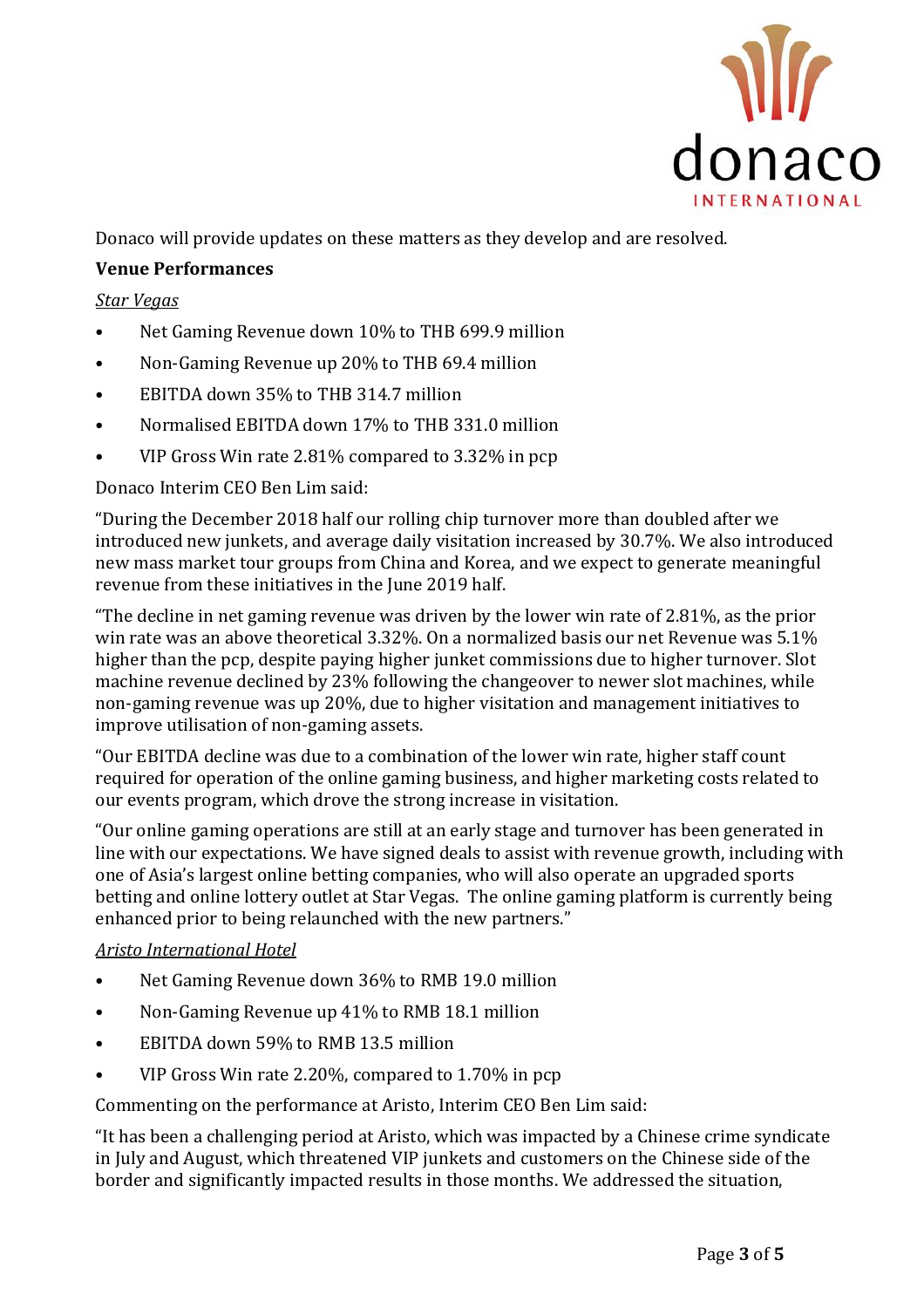Donaco will provide updates on these matters as they develop and are resolved.

**Venue Performances**

*Star Vegas*

- Net Gaming Revenue down 10% to THB 699.9 million
- Non-Gaming Revenue up 20% to THB 69.4 million
- EBITDA down 35% to THB 314.7 million
- Normalised EBITDA down 17% to THB 331.0 million
- VIP Gross Win rate 2.81% compared to 3.32% in pcp

Donaco Interim CEO Ben Lim said:

"During the December 2018 half our rolling chip turnover more than doubled after we introduced new junkets, and average daily visitation increased by 30.7%. We also introduced new mass market tour groups from China and Korea, and we expect to generate meaningful revenue from these initiatives in the June 2019 half.

"The decline in net gaming revenue was driven by the lower win rate of 2.81%, as the prior win rate was an above theoretical 3.32%. On a normalized basis our net Revenue was 5.1% higher than the pcp, despite paying higher junket commissions due to higher turnover. Slot machine revenue declined by 23% following the changeover to newer slot machines, while non-gaming revenue was up 20%, due to higher visitation and management initiatives to improve utilisation of non-gaming assets.

"Our EBITDA decline was due to a combination of the lower win rate, higher staff count required for operation of the online gaming business, and higher marketing costs related to our events program, which drove the strong increase in visitation.

"Our online gaming operations are still at an early stage and turnover has been generated in line with our expectations. We have signed deals to assist with revenue growth, including with one of Asia's largest online betting companies, who will also operate an upgraded sports betting and online lottery outlet at Star Vegas. The online gaming platform is currently being enhanced prior to being relaunched with the new partners."

*Aristo International Hotel*

- Net Gaming Revenue down 36% to RMB 19.0 million
- Non-Gaming Revenue up 41% to RMB 18.1 million
- EBITDA down 59% to RMB 13.5 million
- VIP Gross Win rate 2.20%, compared to 1.70% in pcp

Commenting on the performance at Aristo, Interim CEO Ben Lim said:

"It has been a challenging period at Aristo, which was impacted by a Chinese crime syndicate in July and August, which threatened VIP junkets and customers on the Chinese side of the border and significantly impacted results in those months. We addressed the situation,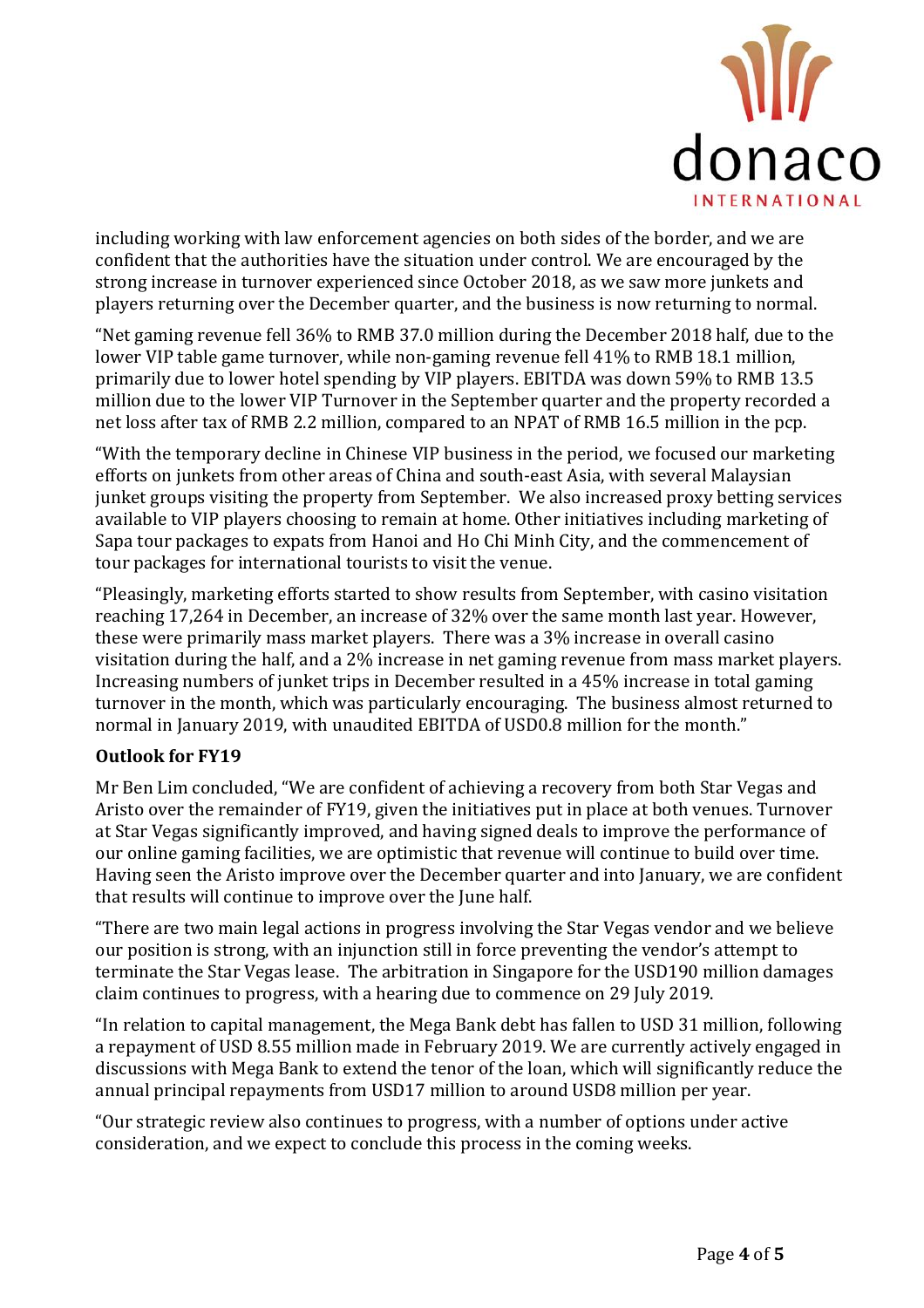including working with law enforcement agencies on both sides of the border, and we are confident that the authorities have the situation under control. We are encouraged by the strong increase in turnover experienced since October 2018, as we saw more junkets and players returning over the December quarter, and the business is now returning to normal.

"Net gaming revenue fell 36% to RMB 37.0 million during the December 2018 half, due to the lower VIP table game turnover, while non-gaming revenue fell 41% to RMB 18.1 million, primarily due to lower hotel spending by VIP players. EBITDA was down 59% to RMB 13.5 million due to the lower VIP Turnover in the September quarter and the property recorded a net loss after tax of RMB 2.2 million, compared to an NPAT of RMB 16.5 million in the pcp.

"With the temporary decline in Chinese VIP business in the period, we focused our marketing efforts on junkets from other areas of China and south-east Asia, with several Malaysian junket groups visiting the property from September. We also increased proxy betting services available to VIP players choosing to remain at home. Other initiatives including marketing of Sapa tour packages to expats from Hanoi and Ho Chi Minh City, and the commencement of tour packages for international tourists to visit the venue.

"Pleasingly, marketing efforts started to show results from September, with casino visitation reaching 17,264 in December, an increase of 32% over the same month last year. However, these were primarily mass market players. There was a 3% increase in overall casino visitation during the half, and a 2% increase in net gaming revenue from mass market players. Increasing numbers of junket trips in December resulted in a 45% increase in total gaming turnover in the month, which was particularly encouraging. The business almost returned to normal in January 2019, with unaudited EBITDA of USD0.8 million for the month."

**Outlook for FY19**

Mr Ben Lim concluded, "We are confident of achieving a recovery from both Star Vegas and Aristo over the remainder of FY19, given the initiatives put in place at both venues. Turnover at Star Vegas significantly improved, and having signed deals to improve the performance of our online gaming facilities, we are optimistic that revenue will continue to build over time. Having seen the Aristo improve over the December quarter and into January, we are confident that results will continue to improve over the June half.

"There are two main legal actions in progress involving the Star Vegas vendor and we believe our position is strong, with an injunction still in force preventing the vendor's attempt to terminate the Star Vegas lease. The arbitration in Singapore for the USD190 million damages claim continues to progress, with a hearing due to commence on 29 July 2019.

"In relation to capital management, the Mega Bank debt has fallen to USD 31 million, following a repayment of USD 8.55 million made in February 2019. We are currently actively engaged in discussions with Mega Bank to extend the tenor of the loan, which will significantly reduce the annual principal repayments from USD17 million to around USD8 million per year.

"Our strategic review also continues to progress, with a number of options under active consideration, and we expect to conclude this process in the coming weeks.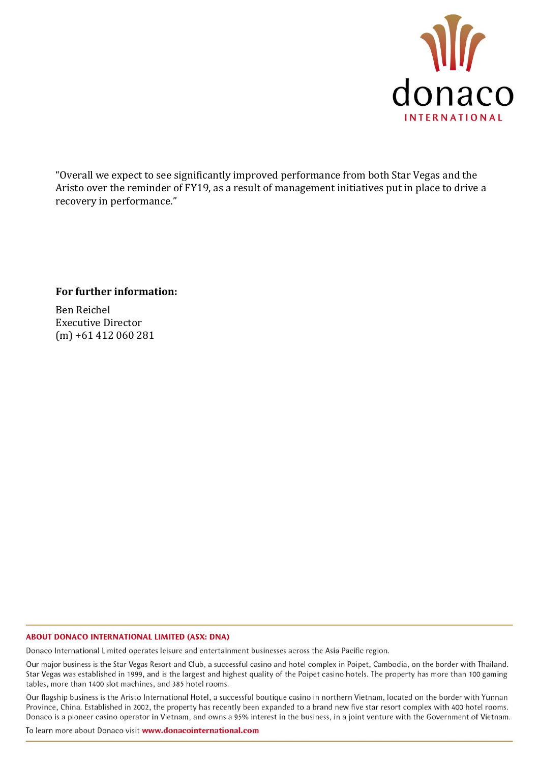"Overall we expect to see significantly improved performance from both Star Vegas and the Aristo over the reminder of FY19, as a result of management initiatives put in place to drive a recovery in performance."

**For further information:**

Ben Reichel
Executive Director
(m) +61 412 060 281

**ABOUT DONACO INTERNATIONAL LIMITED (ASX: DNA)**

Donaco International Limited operates leisure and entertainment businesses across the Asia Pacific region.

Our major business is the Star Vegas Resort and Club, a successful casino and hotel complex in Poipet, Cambodia, on the border with Thailand. Star Vegas was established in 1999, and is the largest and highest quality of the Poipet casino hotels. The property has more than 100 gaming tables, more than 1400 slot machines, and 385 hotel rooms.

Our flagship business is the Aristo International Hotel, a successful boutique casino in northern Vietnam, located on the border with Yunnan Province, China. Established in 2002, the property has recently been expanded to a brand new five star resort complex with 400 hotel rooms. Donaco is a pioneer casino operator in Vietnam, and owns a 95% interest in the business, in a joint venture with the Government of Vietnam.

To learn more about Donaco visit **www.donacointernational.com**